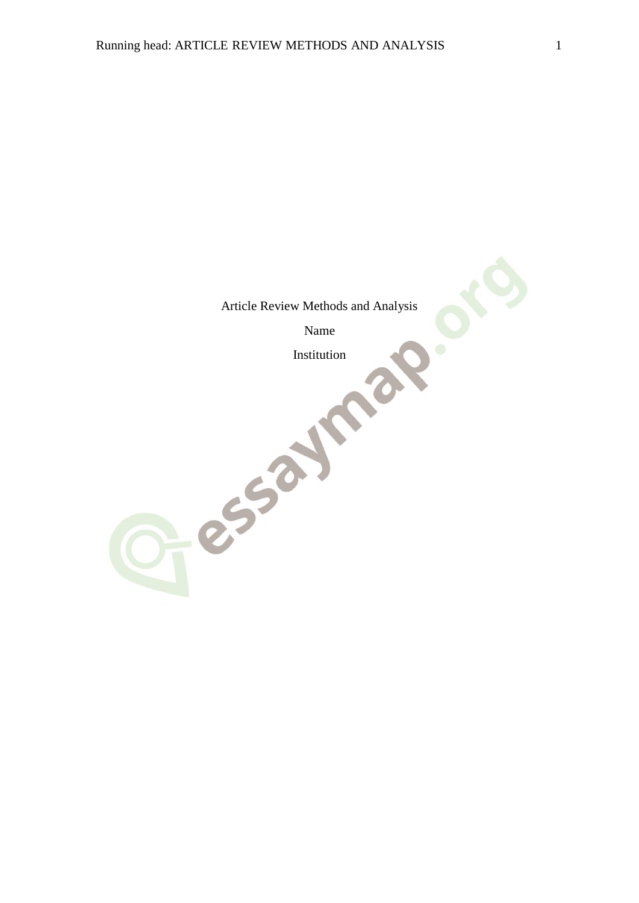Article Review Methods and Analysis

Name

Institution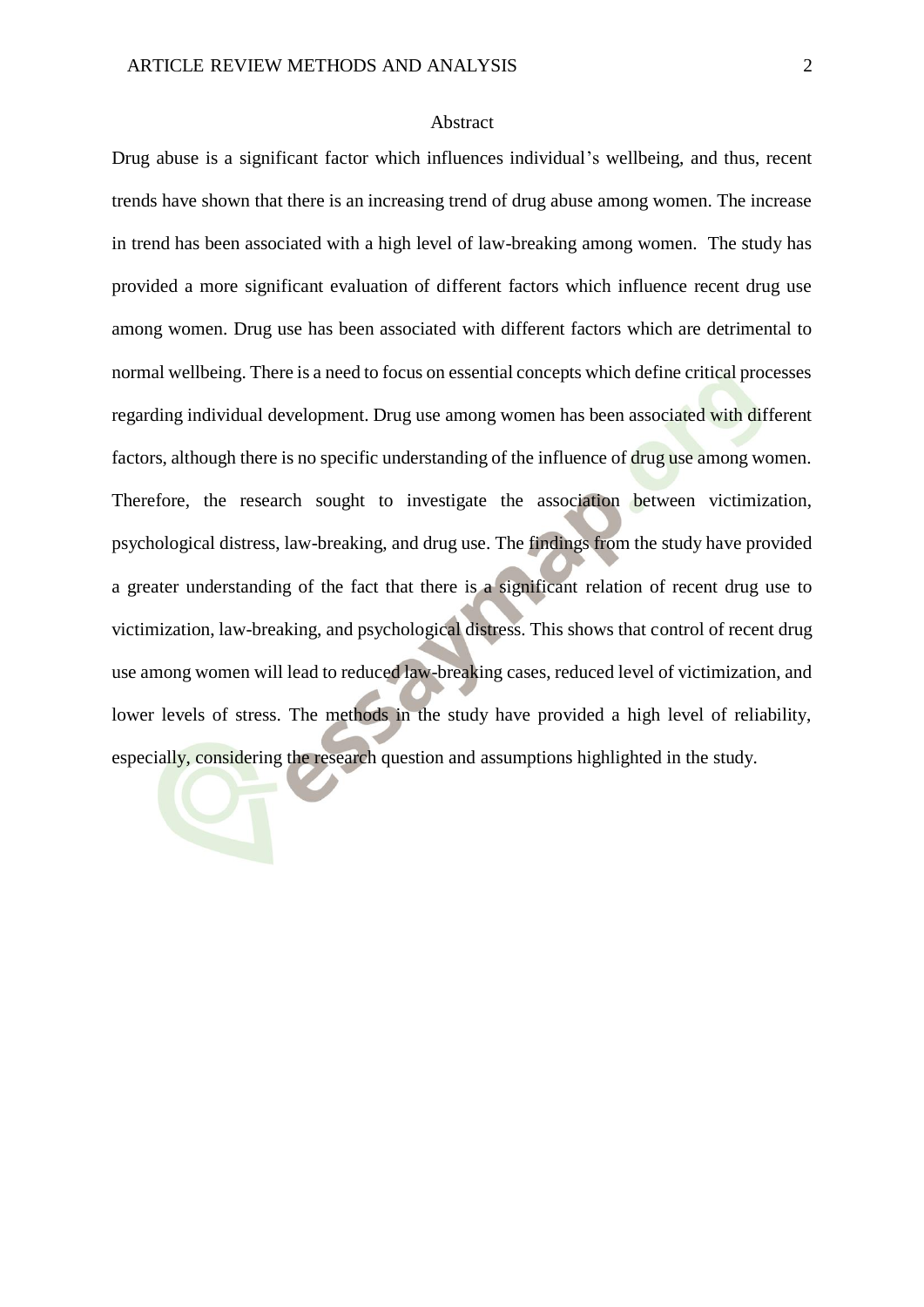# Abstract

Drug abuse is a significant factor which influences individual's wellbeing, and thus, recent trends have shown that there is an increasing trend of drug abuse among women. The increase in trend has been associated with a high level of law-breaking among women. The study has provided a more significant evaluation of different factors which influence recent drug use among women. Drug use has been associated with different factors which are detrimental to normal wellbeing. There is a need to focus on essential concepts which define critical processes regarding individual development. Drug use among women has been associated with different factors, although there is no specific understanding of the influence of drug use among women. Therefore, the research sought to investigate the association between victimization, psychological distress, law-breaking, and drug use. The findings from the study have provided a greater understanding of the fact that there is a significant relation of recent drug use to victimization, law-breaking, and psychological distress. This shows that control of recent drug use among women will lead to reduced law-breaking cases, reduced level of victimization, and lower levels of stress. The methods in the study have provided a high level of reliability, especially, considering the research question and assumptions highlighted in the study.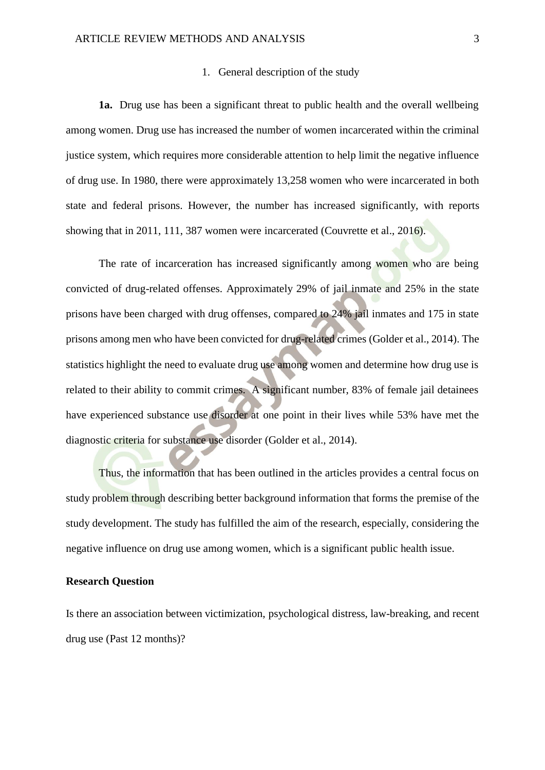1. General description of the study

**1a.** Drug use has been a significant threat to public health and the overall wellbeing among women. Drug use has increased the number of women incarcerated within the criminal justice system, which requires more considerable attention to help limit the negative influence of drug use. In 1980, there were approximately 13,258 women who were incarcerated in both state and federal prisons. However, the number has increased significantly, with reports showing that in 2011, 111, 387 women were incarcerated (Couvrette et al., 2016).

The rate of incarceration has increased significantly among women who are being convicted of drug-related offenses. Approximately 29% of jail inmate and 25% in the state prisons have been charged with drug offenses, compared to 24% jail inmates and 175 in state prisons among men who have been convicted for drug-related crimes (Golder et al., 2014). The statistics highlight the need to evaluate drug use among women and determine how drug use is related to their ability to commit crimes. A significant number, 83% of female jail detainees have experienced substance use disorder at one point in their lives while 53% have met the diagnostic criteria for substance use disorder (Golder et al., 2014).

Thus, the information that has been outlined in the articles provides a central focus on study problem through describing better background information that forms the premise of the study development. The study has fulfilled the aim of the research, especially, considering the negative influence on drug use among women, which is a significant public health issue.

**Research Question**

Is there an association between victimization, psychological distress, law-breaking, and recent drug use (Past 12 months)?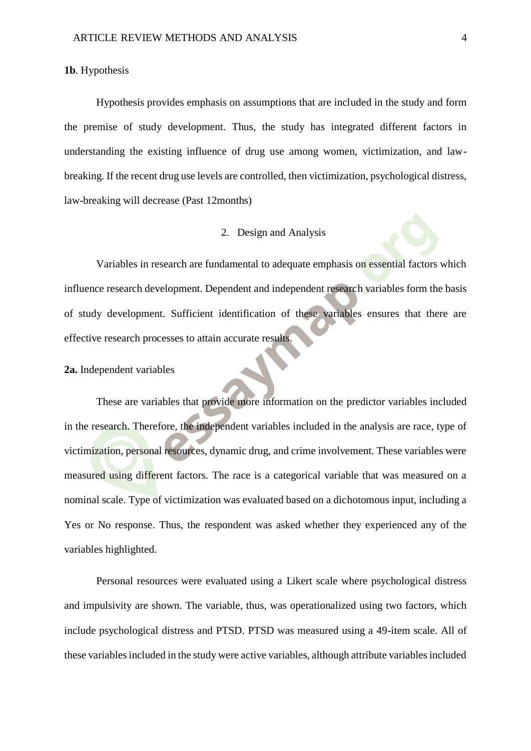**1b**. Hypothesis

Hypothesis provides emphasis on assumptions that are included in the study and form the premise of study development. Thus, the study has integrated different factors in understanding the existing influence of drug use among women, victimization, and law-breaking. If the recent drug use levels are controlled, then victimization, psychological distress, law-breaking will decrease (Past 12months)

## 2. Design and Analysis

Variables in research are fundamental to adequate emphasis on essential factors which influence research development. Dependent and independent research variables form the basis of study development. Sufficient identification of these variables ensures that there are effective research processes to attain accurate results.

**2a.** Independent variables

These are variables that provide more information on the predictor variables included in the research. Therefore, the independent variables included in the analysis are race, type of victimization, personal resources, dynamic drug, and crime involvement. These variables were measured using different factors. The race is a categorical variable that was measured on a nominal scale. Type of victimization was evaluated based on a dichotomous input, including a Yes or No response. Thus, the respondent was asked whether they experienced any of the variables highlighted.

Personal resources were evaluated using a Likert scale where psychological distress and impulsivity are shown. The variable, thus, was operationalized using two factors, which include psychological distress and PTSD. PTSD was measured using a 49-item scale. All of these variables included in the study were active variables, although attribute variables included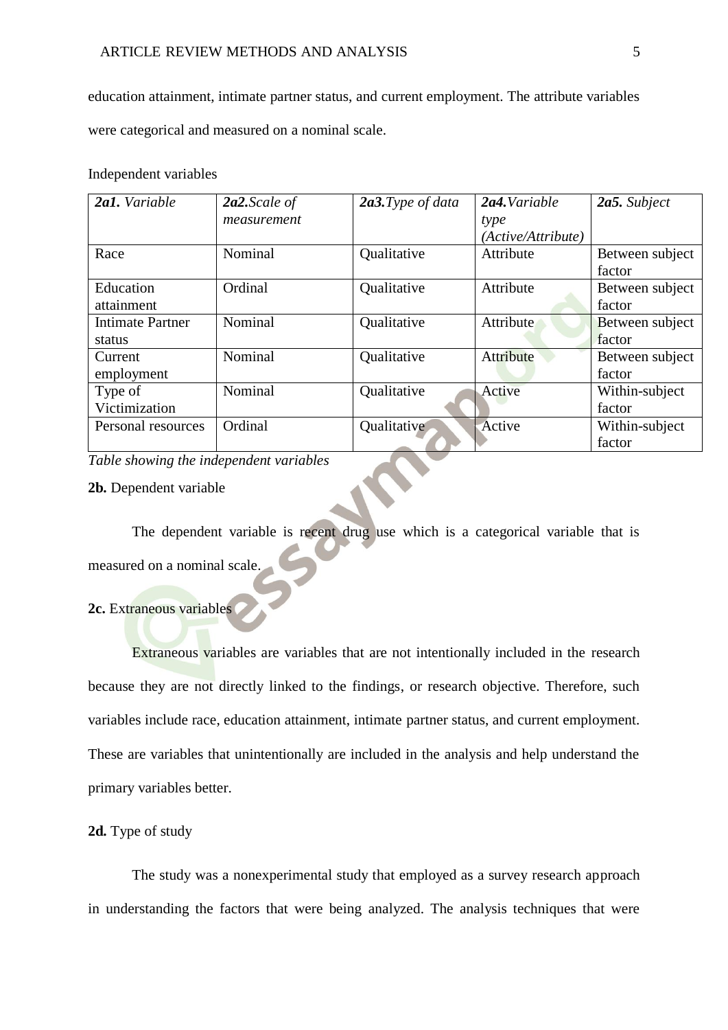education attainment, intimate partner status, and current employment. The attribute variables were categorical and measured on a nominal scale.

Independent variables

| ***2a1.*** *Variable* | ***2a2.****Scale of measurement* | ***2a3.****Type of data* | ***2a4.****Variable type (Active/Attribute)* | ***2a5.*** *Subject* |
|---|---|---|---|---|
| Race | Nominal | Qualitative | Attribute | Between subject factor |
| Education attainment | Ordinal | Qualitative | Attribute | Between subject factor |
| Intimate Partner status | Nominal | Qualitative | Attribute | Between subject factor |
| Current employment | Nominal | Qualitative | Attribute | Between subject factor |
| Type of Victimization | Nominal | Qualitative | Active | Within-subject factor |
| Personal resources | Ordinal | Qualitative | Active | Within-subject factor |

*Table showing the independent variables*

**2b.** Dependent variable

The dependent variable is recent drug use which is a categorical variable that is measured on a nominal scale.

**2c.** Extraneous variables

Extraneous variables are variables that are not intentionally included in the research because they are not directly linked to the findings, or research objective. Therefore, such variables include race, education attainment, intimate partner status, and current employment. These are variables that unintentionally are included in the analysis and help understand the primary variables better.

**2d.** Type of study

The study was a nonexperimental study that employed as a survey research approach in understanding the factors that were being analyzed. The analysis techniques that were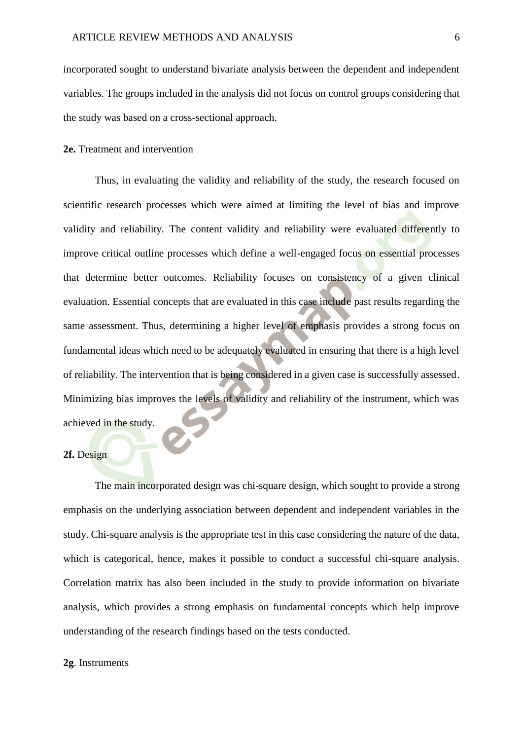incorporated sought to understand bivariate analysis between the dependent and independent variables. The groups included in the analysis did not focus on control groups considering that the study was based on a cross-sectional approach.

**2e.** Treatment and intervention

Thus, in evaluating the validity and reliability of the study, the research focused on scientific research processes which were aimed at limiting the level of bias and improve validity and reliability. The content validity and reliability were evaluated differently to improve critical outline processes which define a well-engaged focus on essential processes that determine better outcomes. Reliability focuses on consistency of a given clinical evaluation. Essential concepts that are evaluated in this case include past results regarding the same assessment. Thus, determining a higher level of emphasis provides a strong focus on fundamental ideas which need to be adequately evaluated in ensuring that there is a high level of reliability. The intervention that is being considered in a given case is successfully assessed. Minimizing bias improves the levels of validity and reliability of the instrument, which was achieved in the study.

**2f.** Design

The main incorporated design was chi-square design, which sought to provide a strong emphasis on the underlying association between dependent and independent variables in the study. Chi-square analysis is the appropriate test in this case considering the nature of the data, which is categorical, hence, makes it possible to conduct a successful chi-square analysis. Correlation matrix has also been included in the study to provide information on bivariate analysis, which provides a strong emphasis on fundamental concepts which help improve understanding of the research findings based on the tests conducted.

**2g**. Instruments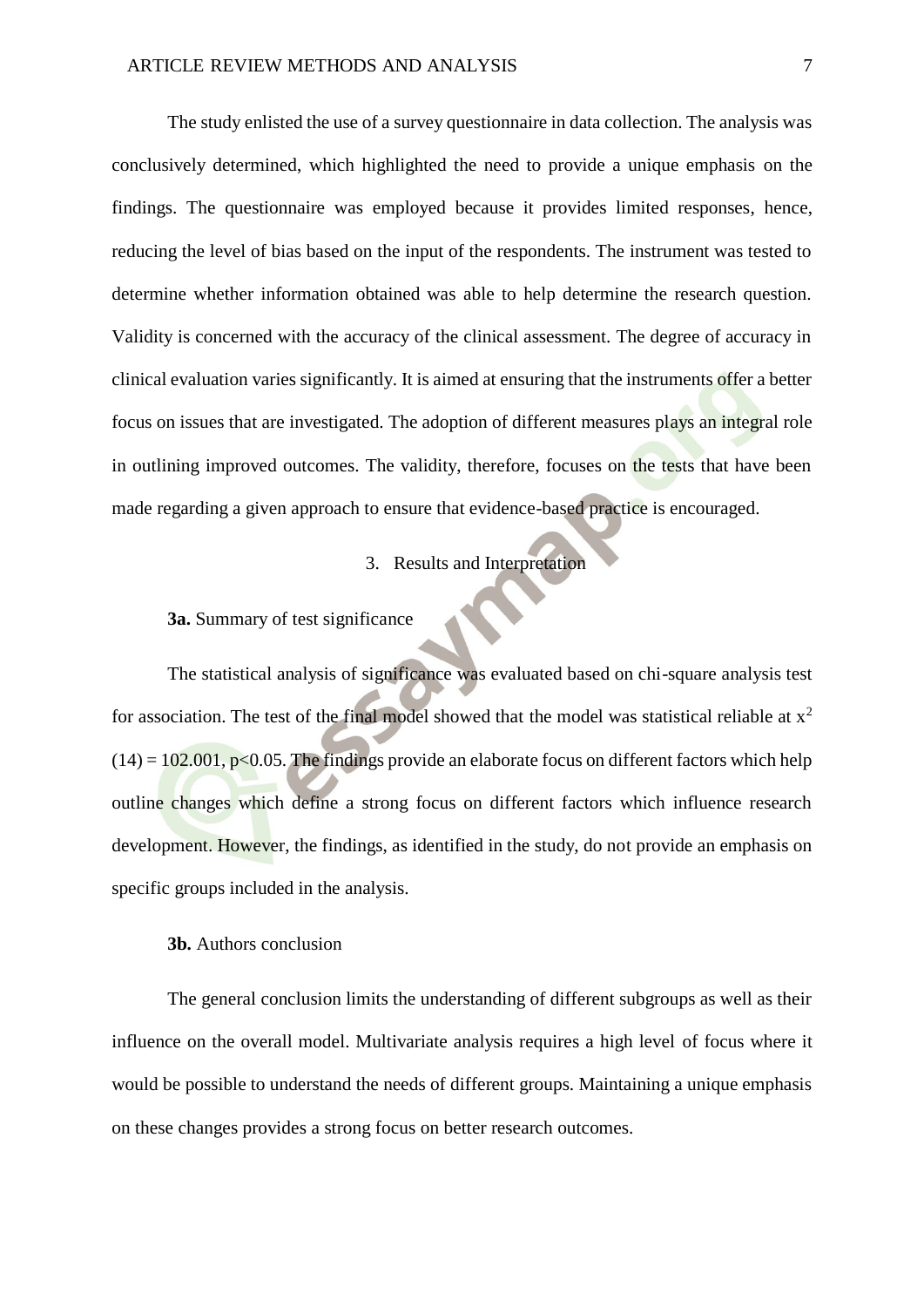The study enlisted the use of a survey questionnaire in data collection. The analysis was conclusively determined, which highlighted the need to provide a unique emphasis on the findings. The questionnaire was employed because it provides limited responses, hence, reducing the level of bias based on the input of the respondents. The instrument was tested to determine whether information obtained was able to help determine the research question. Validity is concerned with the accuracy of the clinical assessment. The degree of accuracy in clinical evaluation varies significantly. It is aimed at ensuring that the instruments offer a better focus on issues that are investigated. The adoption of different measures plays an integral role in outlining improved outcomes. The validity, therefore, focuses on the tests that have been made regarding a given approach to ensure that evidence-based practice is encouraged.

## 3. Results and Interpretation

**3a.** Summary of test significance

The statistical analysis of significance was evaluated based on chi-square analysis test for association. The test of the final model showed that the model was statistical reliable at $x^2 (14) = 102.001$, $p<0.05$. The findings provide an elaborate focus on different factors which help outline changes which define a strong focus on different factors which influence research development. However, the findings, as identified in the study, do not provide an emphasis on specific groups included in the analysis.

**3b.** Authors conclusion

The general conclusion limits the understanding of different subgroups as well as their influence on the overall model. Multivariate analysis requires a high level of focus where it would be possible to understand the needs of different groups. Maintaining a unique emphasis on these changes provides a strong focus on better research outcomes.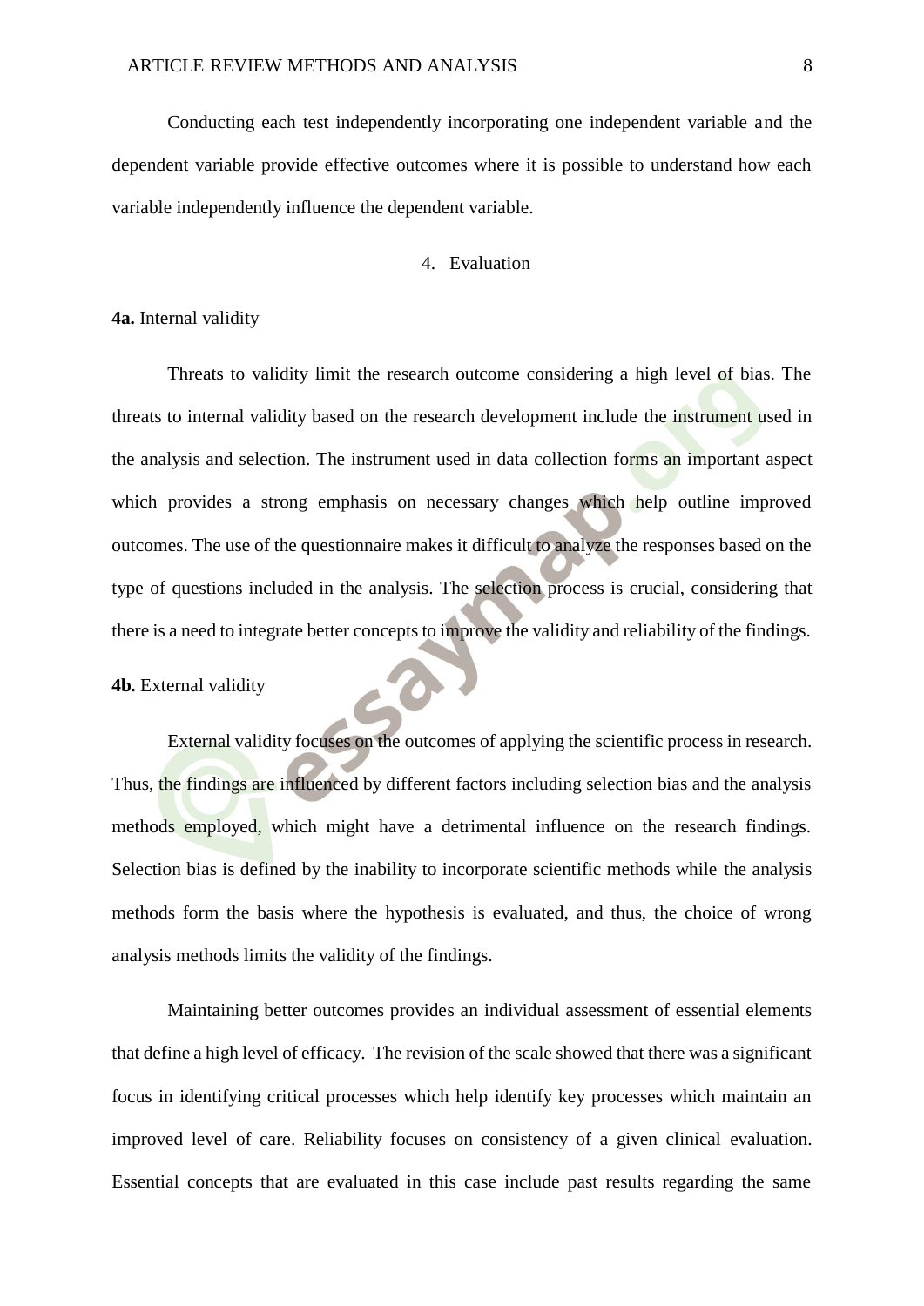Conducting each test independently incorporating one independent variable and the dependent variable provide effective outcomes where it is possible to understand how each variable independently influence the dependent variable.

## 4. Evaluation

**4a.** Internal validity

Threats to validity limit the research outcome considering a high level of bias. The threats to internal validity based on the research development include the instrument used in the analysis and selection. The instrument used in data collection forms an important aspect which provides a strong emphasis on necessary changes which help outline improved outcomes. The use of the questionnaire makes it difficult to analyze the responses based on the type of questions included in the analysis. The selection process is crucial, considering that there is a need to integrate better concepts to improve the validity and reliability of the findings.

**4b.** External validity

External validity focuses on the outcomes of applying the scientific process in research. Thus, the findings are influenced by different factors including selection bias and the analysis methods employed, which might have a detrimental influence on the research findings. Selection bias is defined by the inability to incorporate scientific methods while the analysis methods form the basis where the hypothesis is evaluated, and thus, the choice of wrong analysis methods limits the validity of the findings.

Maintaining better outcomes provides an individual assessment of essential elements that define a high level of efficacy. The revision of the scale showed that there was a significant focus in identifying critical processes which help identify key processes which maintain an improved level of care. Reliability focuses on consistency of a given clinical evaluation. Essential concepts that are evaluated in this case include past results regarding the same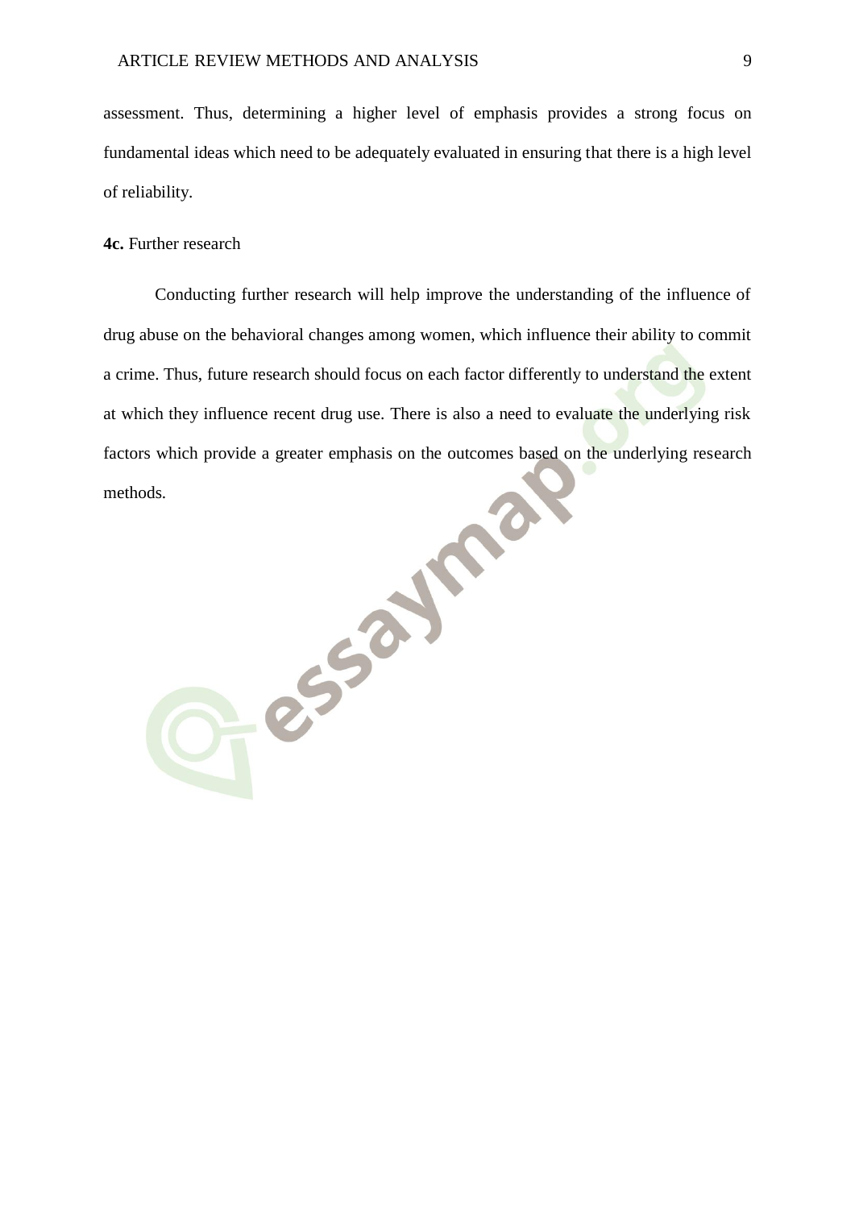assessment. Thus, determining a higher level of emphasis provides a strong focus on fundamental ideas which need to be adequately evaluated in ensuring that there is a high level of reliability.

**4c.** Further research

Conducting further research will help improve the understanding of the influence of drug abuse on the behavioral changes among women, which influence their ability to commit a crime. Thus, future research should focus on each factor differently to understand the extent at which they influence recent drug use. There is also a need to evaluate the underlying risk factors which provide a greater emphasis on the outcomes based on the underlying research methods.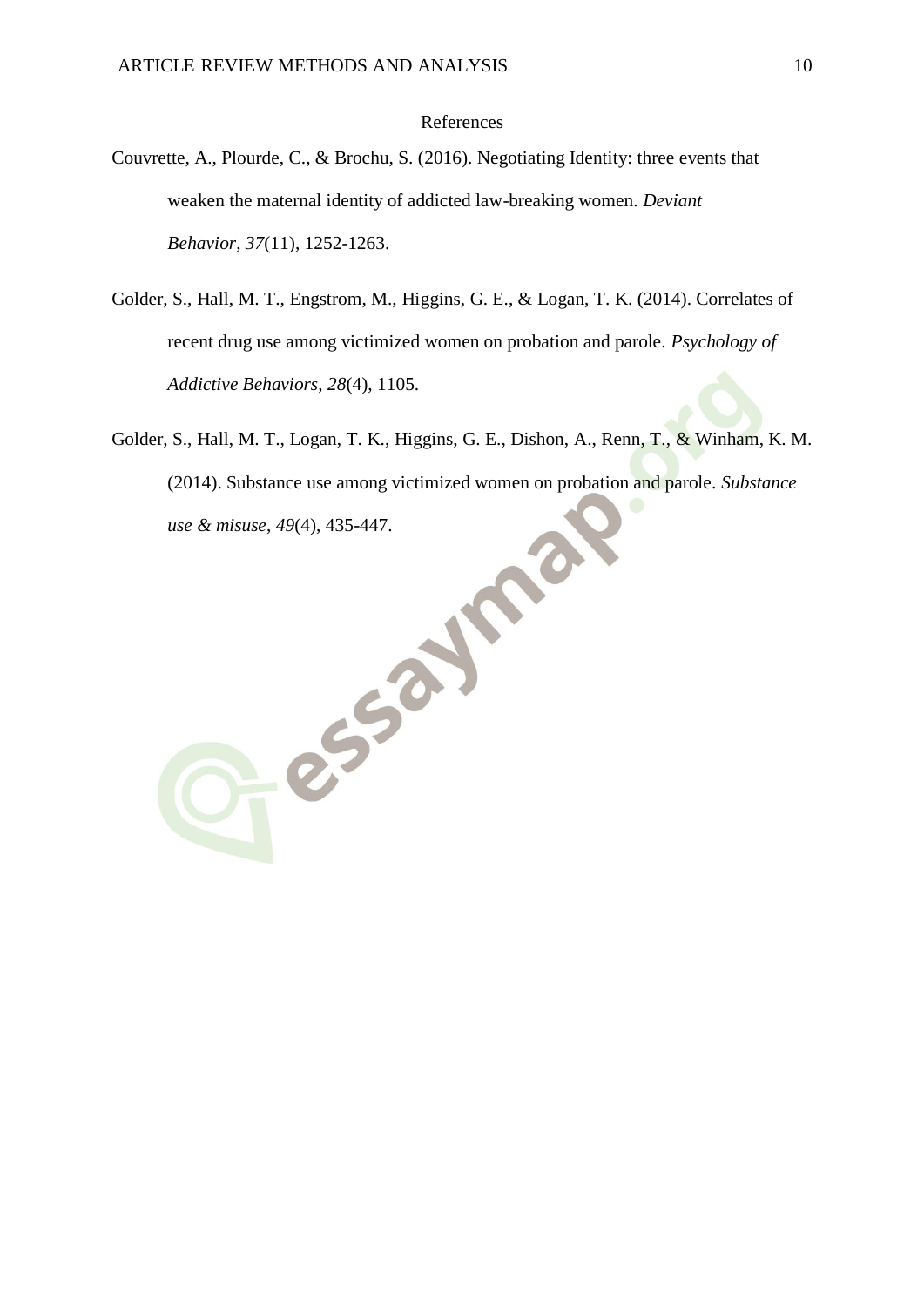# References

Couvrette, A., Plourde, C., & Brochu, S. (2016). Negotiating Identity: three events that weaken the maternal identity of addicted law-breaking women. *Deviant Behavior*, *37*(11), 1252-1263.

Golder, S., Hall, M. T., Engstrom, M., Higgins, G. E., & Logan, T. K. (2014). Correlates of recent drug use among victimized women on probation and parole. *Psychology of Addictive Behaviors*, *28*(4), 1105.

Golder, S., Hall, M. T., Logan, T. K., Higgins, G. E., Dishon, A., Renn, T., & Winham, K. M. (2014). Substance use among victimized women on probation and parole. *Substance use & misuse*, *49*(4), 435-447.